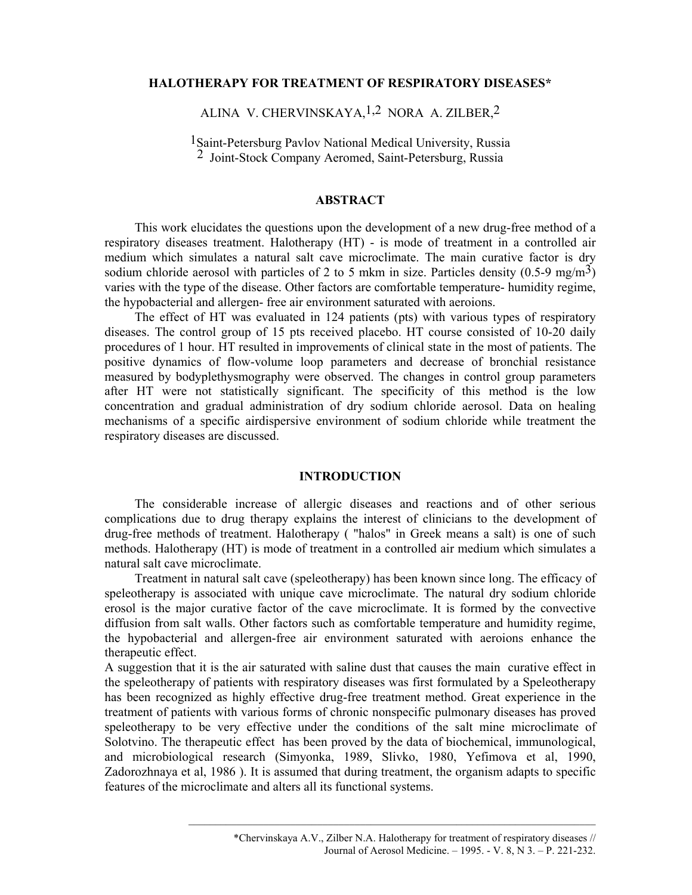# HALOTHERAPY FOR TREATMENT OF RESPIRATORY DISEASES*

ALINA V. CHERVINSKAYA,[1,2] NORA A. ZILBER,[2]

[1]Saint-Petersburg Pavlov National Medical University, Russia
[2] Joint-Stock Company Aeromed, Saint-Petersburg, Russia

## ABSTRACT

This work elucidates the questions upon the development of a new drug-free method of a respiratory diseases treatment. Halotherapy (HT) - is mode of treatment in a controlled air medium which simulates a natural salt cave microclimate. The main curative factor is dry sodium chloride aerosol with particles of 2 to 5 mkm in size. Particles density (0.5-9 mg/$m^3$) varies with the type of the disease. Other factors are comfortable temperature- humidity regime, the hypobacterial and allergen- free air environment saturated with aeroions.

The effect of HT was evaluated in 124 patients (pts) with various types of respiratory diseases. The control group of 15 pts received placebo. HT course consisted of 10-20 daily procedures of 1 hour. HT resulted in improvements of clinical state in the most of patients. The positive dynamics of flow-volume loop parameters and decrease of bronchial resistance measured by bodyplethysmography were observed. The changes in control group parameters after HT were not statistically significant. The specificity of this method is the low concentration and gradual administration of dry sodium chloride aerosol. Data on healing mechanisms of a specific airdispersive environment of sodium chloride while treatment the respiratory diseases are discussed.

## INTRODUCTION

The considerable increase of allergic diseases and reactions and of other serious complications due to drug therapy explains the interest of clinicians to the development of drug-free methods of treatment. Halotherapy ( "halos" in Greek means a salt) is one of such methods. Halotherapy (HT) is mode of treatment in a controlled air medium which simulates a natural salt cave microclimate.

Treatment in natural salt cave (speleotherapy) has been known since long. The efficacy of speleotherapy is associated with unique cave microclimate. The natural dry sodium chloride erosol is the major curative factor of the cave microclimate. It is formed by the convective diffusion from salt walls. Other factors such as comfortable temperature and humidity regime, the hypobacterial and allergen-free air environment saturated with aeroions enhance the therapeutic effect.

A suggestion that it is the air saturated with saline dust that causes the main curative effect in the speleotherapy of patients with respiratory diseases was first formulated by a Speleotherapy has been recognized as highly effective drug-free treatment method. Great experience in the treatment of patients with various forms of chronic nonspecific pulmonary diseases has proved speleotherapy to be very effective under the conditions of the salt mine microclimate of Solotvino. The therapeutic effect has been proved by the data of biochemical, immunological, and microbiological research (Simyonka, 1989, Slivko, 1980, Yefimova et al, 1990, Zadorozhnaya et al, 1986 ). It is assumed that during treatment, the organism adapts to specific features of the microclimate and alters all its functional systems.

*Chervinskaya A.V., Zilber N.A. Halotherapy for treatment of respiratory diseases // Journal of Aerosol Medicine. – 1995. - V. 8, N 3. – P. 221-232.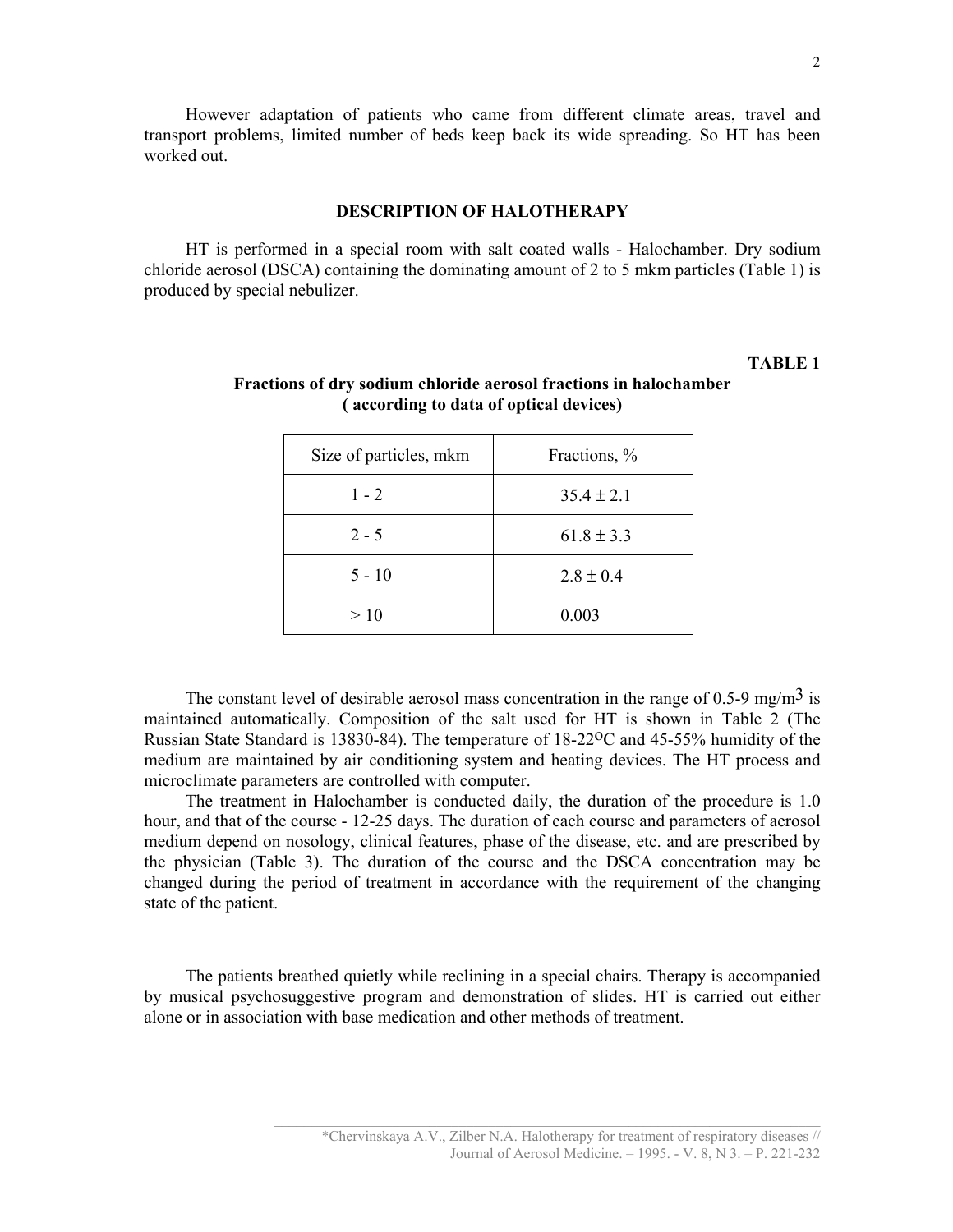However adaptation of patients who came from different climate areas, travel and transport problems, limited number of beds keep back its wide spreading. So HT has been worked out.

## DESCRIPTION OF HALOTHERAPY

HT is performed in a special room with salt coated walls - Halochamber. Dry sodium chloride aerosol (DSCA) containing the dominating amount of 2 to 5 mkm particles (Table 1) is produced by special nebulizer.

**TABLE 1**

**Fractions of dry sodium chloride aerosol fractions in halochamber ( according to data of optical devices)**

| Size of particles, mkm | Fractions, % |
|---|---|
| 1 - 2 | $35.4 \pm 2.1$ |
| 2 - 5 | $61.8 \pm 3.3$ |
| 5 - 10 | $2.8 \pm 0.4$ |
| > 10 | 0.003 |

The constant level of desirable aerosol mass concentration in the range of 0.5-9 mg/m$^3$ is maintained automatically. Composition of the salt used for HT is shown in Table 2 (The Russian State Standard is 13830-84). The temperature of 18-22$^{o}$C and 45-55% humidity of the medium are maintained by air conditioning system and heating devices. The HT process and microclimate parameters are controlled with computer.

The treatment in Halochamber is conducted daily, the duration of the procedure is 1.0 hour, and that of the course - 12-25 days. The duration of each course and parameters of aerosol medium depend on nosology, clinical features, phase of the disease, etc. and are prescribed by the physician (Table 3). The duration of the course and the DSCA concentration may be changed during the period of treatment in accordance with the requirement of the changing state of the patient.

The patients breathed quietly while reclining in a special chairs. Therapy is accompanied by musical psychosuggestive program and demonstration of slides. HT is carried out either alone or in association with base medication and other methods of treatment.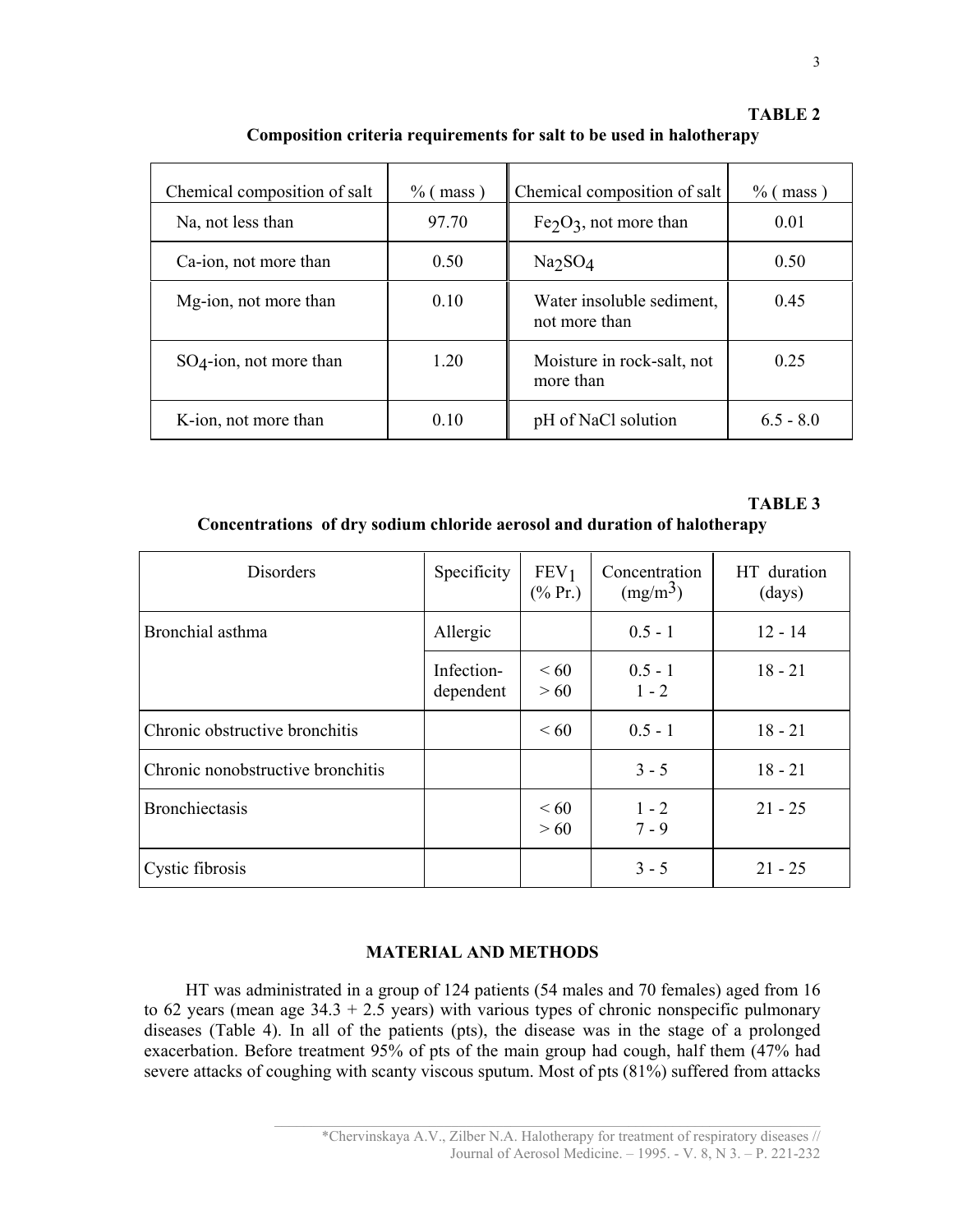**TABLE 2**

**Composition criteria requirements for salt to be used in halotherapy**

| Chemical composition of salt | % ( mass ) | Chemical composition of salt | % ( mass ) |
|---|---|---|---|
| Na, not less than | 97.70 | $Fe_2O_3$, not more than | 0.01 |
| Ca-ion, not more than | 0.50 | $Na_2SO_4$ | 0.50 |
| Mg-ion, not more than | 0.10 | Water insoluble sediment, not more than | 0.45 |
| $SO_4$-ion, not more than | 1.20 | Moisture in rock-salt, not more than | 0.25 |
| K-ion, not more than | 0.10 | pH of NaCl solution | 6.5 - 8.0 |

**TABLE 3**

**Concentrations of dry sodium chloride aerosol and duration of halotherapy**

| Disorders | Specificity | $FEV_1$ (% Pr.) | Concentration ($mg/m^3$) | HT duration (days) |
|---|---|---|---|---|
| Bronchial asthma | Allergic | | 0.5 - 1 | 12 - 14 |
| | Infection-dependent | < 60<br>> 60 | 0.5 - 1<br>1 - 2 | 18 - 21 |
| Chronic obstructive bronchitis | | < 60 | 0.5 - 1 | 18 - 21 |
| Chronic nonobstructive bronchitis | | | 3 - 5 | 18 - 21 |
| Bronchiectasis | | < 60<br>> 60 | 1 - 2<br>7 - 9 | 21 - 25 |
| Cystic fibrosis | | | 3 - 5 | 21 - 25 |

## MATERIAL AND METHODS

HT was administrated in a group of 124 patients (54 males and 70 females) aged from 16 to 62 years (mean age 34.3 + 2.5 years) with various types of chronic nonspecific pulmonary diseases (Table 4). In all of the patients (pts), the disease was in the stage of a prolonged exacerbation. Before treatment 95% of pts of the main group had cough, half them (47% had severe attacks of coughing with scanty viscous sputum. Most of pts (81%) suffered from attacks

*Chervinskaya A.V., Zilber N.A. Halotherapy for treatment of respiratory diseases // Journal of Aerosol Medicine. – 1995. - V. 8, N 3. – P. 221-232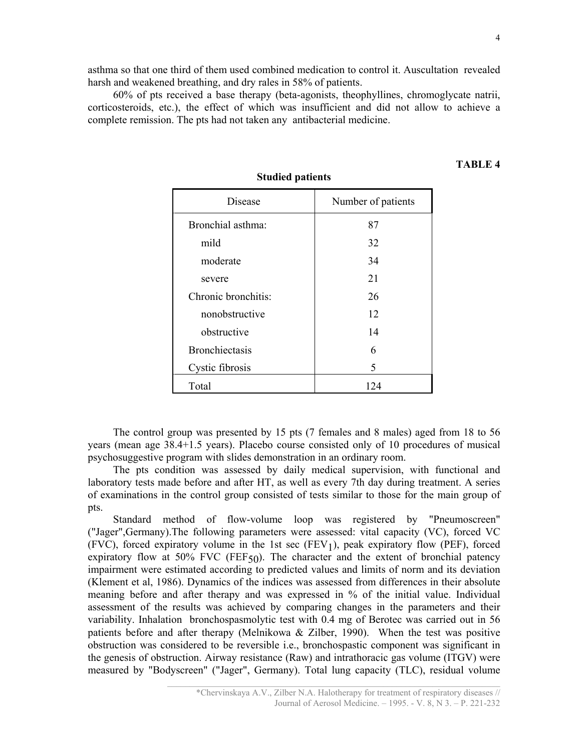asthma so that one third of them used combined medication to control it. Auscultation revealed harsh and weakened breathing, and dry rales in 58% of patients.

60% of pts received a base therapy (beta-agonists, theophyllines, chromoglycate natrii, corticosteroids, etc.), the effect of which was insufficient and did not allow to achieve a complete remission. The pts had not taken any antibacterial medicine.

**TABLE 4**

**Studied patients**

| Disease | Number of patients |
|---|---|
| Bronchial asthma: | 87 |
| mild | 32 |
| moderate | 34 |
| severe | 21 |
| Chronic bronchitis: | 26 |
| nonobstructive | 12 |
| obstructive | 14 |
| Bronchiectasis | 6 |
| Cystic fibrosis | 5 |
| Total | 124 |

The control group was presented by 15 pts (7 females and 8 males) aged from 18 to 56 years (mean age 38.4+1.5 years). Placebo course consisted only of 10 procedures of musical psychosuggestive program with slides demonstration in an ordinary room.

The pts condition was assessed by daily medical supervision, with functional and laboratory tests made before and after HT, as well as every 7th day during treatment. A series of examinations in the control group consisted of tests similar to those for the main group of pts.

Standard method of flow-volume loop was registered by "Pneumoscreen" ("Jager",Germany).The following parameters were assessed: vital capacity (VC), forced VC (FVC), forced expiratory volume in the 1st sec ($FEV_1$), peak expiratory flow (PEF), forced expiratory flow at 50% FVC ($FEF_{50}$). The character and the extent of bronchial patency impairment were estimated according to predicted values and limits of norm and its deviation (Klement et al, 1986). Dynamics of the indices was assessed from differences in their absolute meaning before and after therapy and was expressed in % of the initial value. Individual assessment of the results was achieved by comparing changes in the parameters and their variability. Inhalation bronchospasmolytic test with 0.4 mg of Berotec was carried out in 56 patients before and after therapy (Melnikowa & Zilber, 1990). When the test was positive obstruction was considered to be reversible i.e., bronchospastic component was significant in the genesis of obstruction. Airway resistance (Raw) and intrathoracic gas volume (ITGV) were measured by "Bodyscreen" ("Jager", Germany). Total lung capacity (TLC), residual volume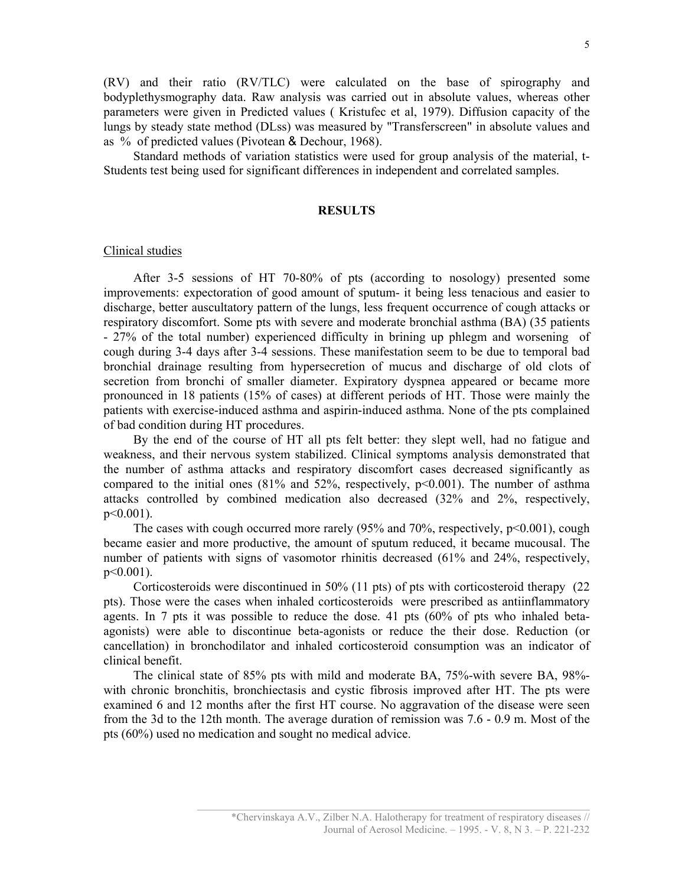(RV) and their ratio (RV/TLC) were calculated on the base of spirography and bodyplethysmography data. Raw analysis was carried out in absolute values, whereas other parameters were given in Predicted values ( Kristufec et al, 1979). Diffusion capacity of the lungs by steady state method (DLss) was measured by "Transferscreen" in absolute values and as % of predicted values (Pivotean & Dechour, 1968).

Standard methods of variation statistics were used for group analysis of the material, t-Students test being used for significant differences in independent and correlated samples.

## RESULTS

### Clinical studies

After 3-5 sessions of HT 70-80% of pts (according to nosology) presented some improvements: expectoration of good amount of sputum- it being less tenacious and easier to discharge, better auscultatory pattern of the lungs, less frequent occurrence of cough attacks or respiratory discomfort. Some pts with severe and moderate bronchial asthma (BA) (35 patients - 27% of the total number) experienced difficulty in brining up phlegm and worsening of cough during 3-4 days after 3-4 sessions. These manifestation seem to be due to temporal bad bronchial drainage resulting from hypersecretion of mucus and discharge of old clots of secretion from bronchi of smaller diameter. Expiratory dyspnea appeared or became more pronounced in 18 patients (15% of cases) at different periods of HT. Those were mainly the patients with exercise-induced asthma and aspirin-induced asthma. None of the pts complained of bad condition during HT procedures.

By the end of the course of HT all pts felt better: they slept well, had no fatigue and weakness, and their nervous system stabilized. Clinical symptoms analysis demonstrated that the number of asthma attacks and respiratory discomfort cases decreased significantly as compared to the initial ones (81% and 52%, respectively, $p<0.001$). The number of asthma attacks controlled by combined medication also decreased (32% and 2%, respectively, $p<0.001$).

The cases with cough occurred more rarely (95% and 70%, respectively, $p<0.001$), cough became easier and more productive, the amount of sputum reduced, it became mucousal. The number of patients with signs of vasomotor rhinitis decreased (61% and 24%, respectively, $p<0.001$).

Corticosteroids were discontinued in 50% (11 pts) of pts with corticosteroid therapy (22 pts). Those were the cases when inhaled corticosteroids were prescribed as antiinflammatory agents. In 7 pts it was possible to reduce the dose. 41 pts (60% of pts who inhaled beta-agonists) were able to discontinue beta-agonists or reduce the their dose. Reduction (or cancellation) in bronchodilator and inhaled corticosteroid consumption was an indicator of clinical benefit.

The clinical state of 85% pts with mild and moderate BA, 75%-with severe BA, 98%-with chronic bronchitis, bronchiectasis and cystic fibrosis improved after HT. The pts were examined 6 and 12 months after the first HT course. No aggravation of the disease were seen from the 3d to the 12th month. The average duration of remission was 7.6 - 0.9 m. Most of the pts (60%) used no medication and sought no medical advice.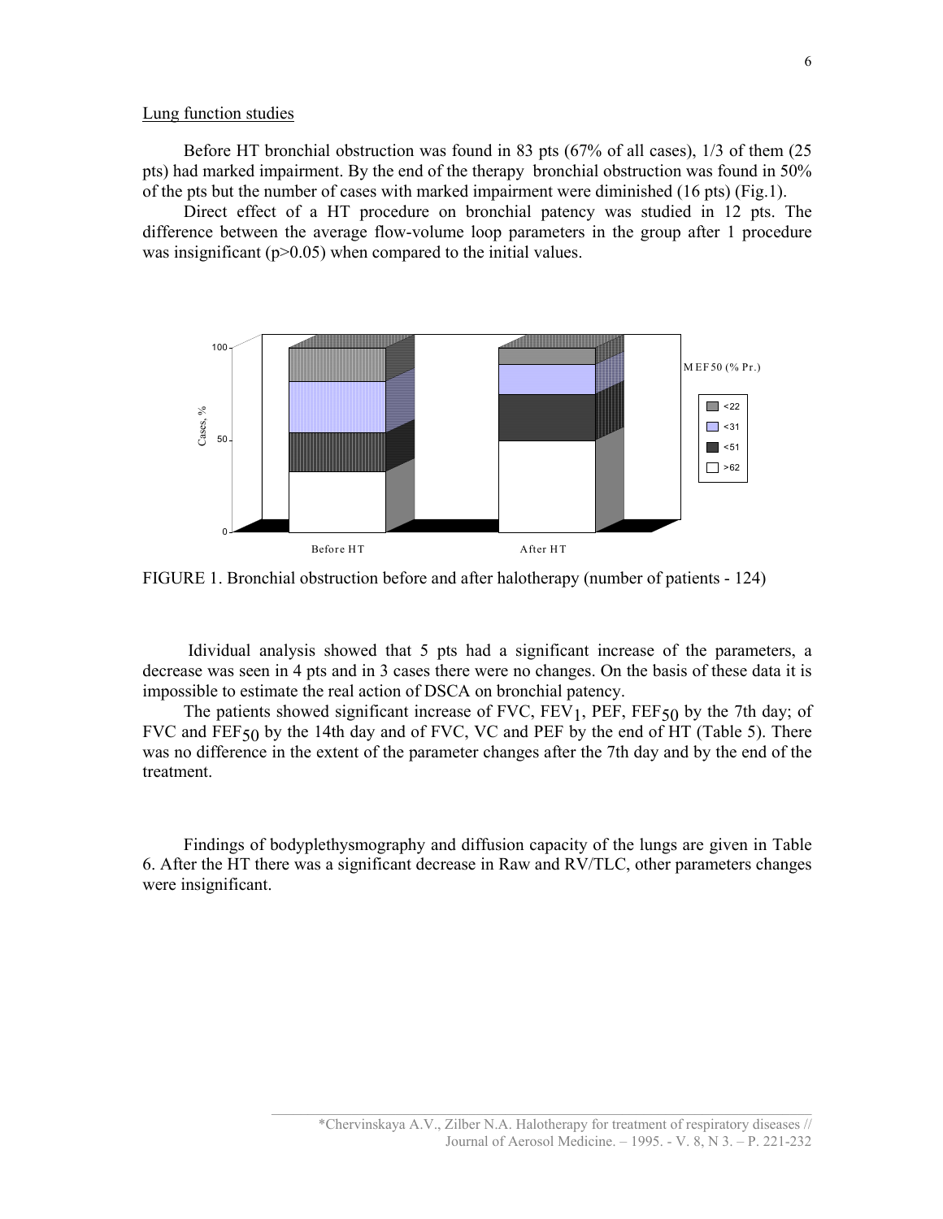Lung function studies

Before HT bronchial obstruction was found in 83 pts (67% of all cases), 1/3 of them (25 pts) had marked impairment. By the end of the therapy bronchial obstruction was found in 50% of the pts but the number of cases with marked impairment were diminished (16 pts) (Fig.1).

Direct effect of a HT procedure on bronchial patency was studied in 12 pts. The difference between the average flow-volume loop parameters in the group after 1 procedure was insignificant ($p>0.05$) when compared to the initial values.

FIGURE 1. Bronchial obstruction before and after halotherapy (number of patients - 124)

Idividual analysis showed that 5 pts had a significant increase of the parameters, a decrease was seen in 4 pts and in 3 cases there were no changes. On the basis of these data it is impossible to estimate the real action of DSCA on bronchial patency.

The patients showed significant increase of FVC, $FEV_1$, PEF, $FEF_{50}$ by the 7th day; of FVC and $FEF_{50}$ by the 14th day and of FVC, VC and PEF by the end of HT (Table 5). There was no difference in the extent of the parameter changes after the 7th day and by the end of the treatment.

Findings of bodyplethysmography and diffusion capacity of the lungs are given in Table 6. After the HT there was a significant decrease in Raw and RV/TLC, other parameters changes were insignificant.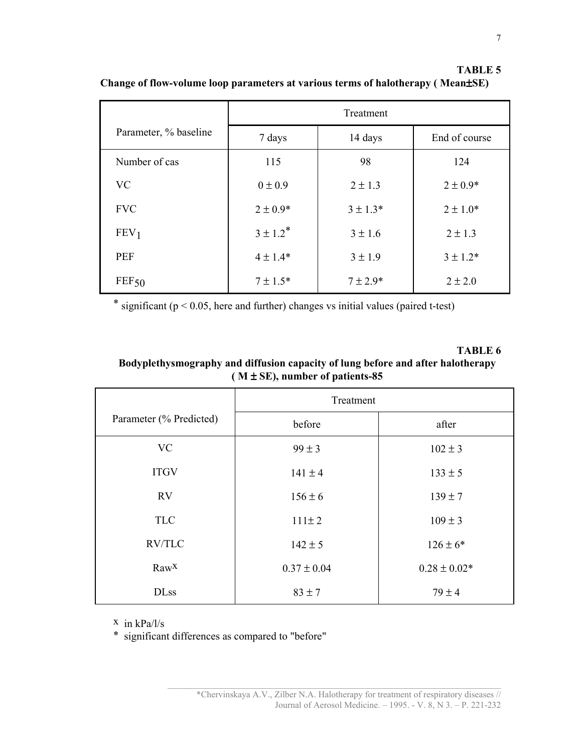**TABLE 5**

**Change of flow-volume loop parameters at various terms of halotherapy ( Mean±SE)**

| Parameter, % baseline | Treatment | | |
|---|---|---|---|
| | 7 days | 14 days | End of course |
| Number of cas | 115 | 98 | 124 |
| VC | 0 ± 0.9 | 2 ± 1.3 | 2 ± 0.9* |
| FVC | 2 ± 0.9* | 3 ± 1.3* | 2 ± 1.0* |
| $FEV_1$ | 3 ± 1.2* | 3 ± 1.6 | 2 ± 1.3 |
| PEF | 4 ± 1.4* | 3 ± 1.9 | 3 ± 1.2* |
| $FEF_{50}$ | 7 ± 1.5* | 7 ± 2.9* | 2 ± 2.0 |

* significant ($p < 0.05$, here and further) changes vs initial values (paired t-test)

**TABLE 6**

**Bodyplethysmography and diffusion capacity of lung before and after halotherapy ( M ± SE), number of patients-85**

| Parameter (% Predicted) | Treatment | |
|---|---|---|
| | before | after |
| VC | 99 ± 3 | 102 ± 3 |
| ITGV | 141 ± 4 | 133 ± 5 |
| RV | 156 ± 6 | 139 ± 7 |
| TLC | 111± 2 | 109 ± 3 |
| RV/TLC | 142 ± 5 | 126 ± 6* |
| $Raw^x$ | 0.37 ± 0.04 | 0.28 ± 0.02* |
| DLss | 83 ± 7 | 79 ± 4 |

$^x$ in kPa/l/s

\* significant differences as compared to "before"

*Chervinskaya A.V., Zilber N.A. Halotherapy for treatment of respiratory diseases // Journal of Aerosol Medicine. – 1995. - V. 8, N 3. – P. 221-232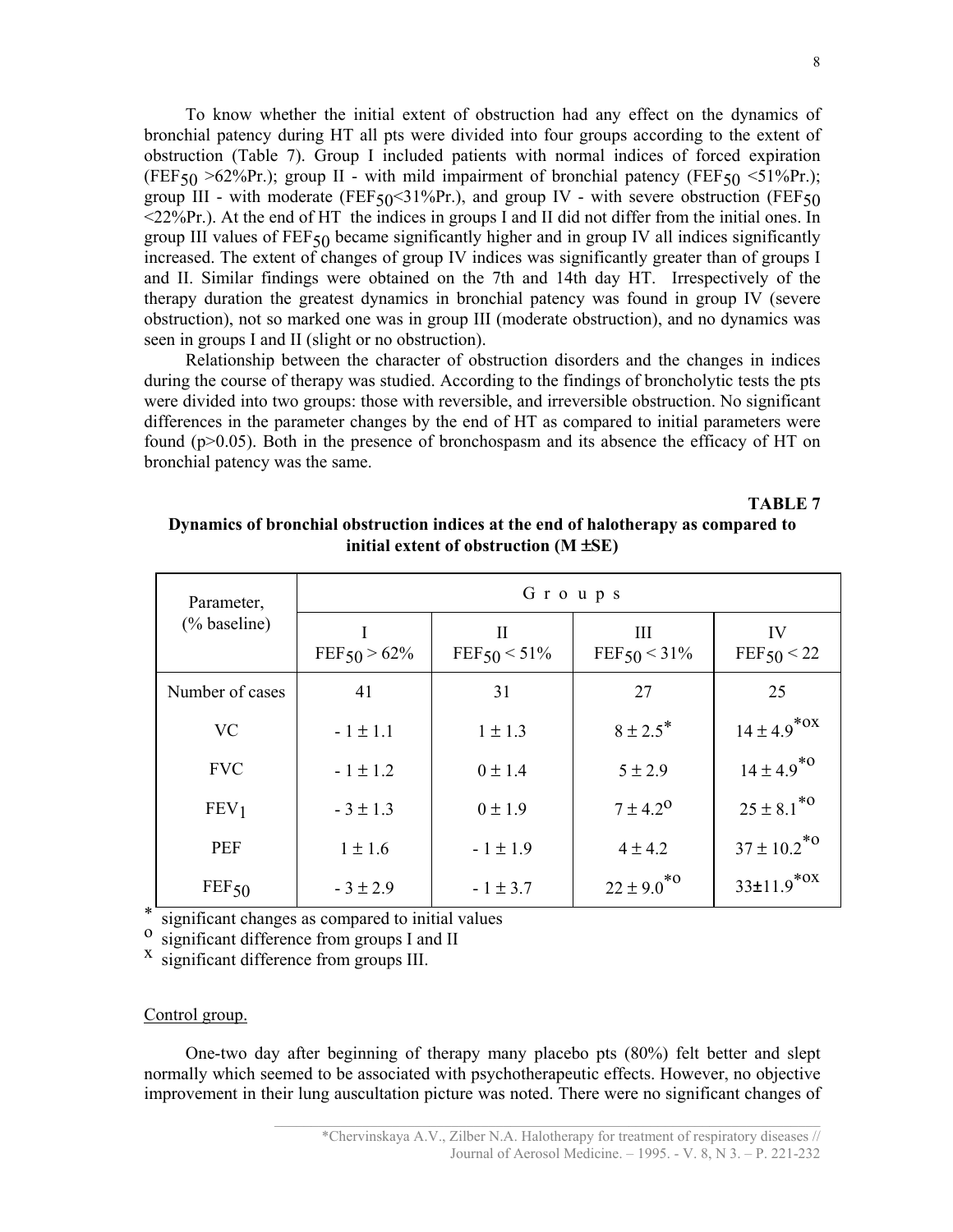To know whether the initial extent of obstruction had any effect on the dynamics of bronchial patency during HT all pts were divided into four groups according to the extent of obstruction (Table 7). Group I included patients with normal indices of forced expiration ($FEF_{50}$ >62%Pr.); group II - with mild impairment of bronchial patency ($FEF_{50}$ <51%Pr.); group III - with moderate ($FEF_{50}$<31%Pr.), and group IV - with severe obstruction ($FEF_{50}$ <22%Pr.). At the end of HT the indices in groups I and II did not differ from the initial ones. In group III values of $FEF_{50}$ became significantly higher and in group IV all indices significantly increased. The extent of changes of group IV indices was significantly greater than of groups I and II. Similar findings were obtained on the 7th and 14th day HT. Irrespectively of the therapy duration the greatest dynamics in bronchial patency was found in group IV (severe obstruction), not so marked one was in group III (moderate obstruction), and no dynamics was seen in groups I and II (slight or no obstruction).

Relationship between the character of obstruction disorders and the changes in indices during the course of therapy was studied. According to the findings of broncholytic tests the pts were divided into two groups: those with reversible, and irreversible obstruction. No significant differences in the parameter changes by the end of HT as compared to initial parameters were found (p>0.05). Both in the presence of bronchospasm and its absence the efficacy of HT on bronchial patency was the same.

**TABLE 7**

**Dynamics of bronchial obstruction indices at the end of halotherapy as compared to initial extent of obstruction (M ±SE)**

| Parameter, (% baseline) | Groups | | | |
|---|---|---|---|---|
| | I $FEF_{50}$ > 62% | II $FEF_{50}$ < 51% | III $FEF_{50}$ < 31% | IV $FEF_{50}$ < 22 |
| Number of cases | 41 | 31 | 27 | 25 |
| VC | - 1 ± 1.1 | 1 ± 1.3 | 8 ± 2.5* | 14 ± 4.9*ox |
| FVC | - 1 ± 1.2 | 0 ± 1.4 | 5 ± 2.9 | 14 ± 4.9*o |
| $FEV_1$ | - 3 ± 1.3 | 0 ± 1.9 | 7 ± 4.2o | 25 ± 8.1*o |
| PEF | 1 ± 1.6 | - 1 ± 1.9 | 4 ± 4.2 | 37 ± 10.2*o |
| $FEF_{50}$ | - 3 ± 2.9 | - 1 ± 3.7 | 22 ± 9.0*o | 33±11.9*ox |

\* significant changes as compared to initial values

o significant difference from groups I and II

x significant difference from groups III.

Control group.

One-two day after beginning of therapy many placebo pts (80%) felt better and slept normally which seemed to be associated with psychotherapeutic effects. However, no objective improvement in their lung auscultation picture was noted. There were no significant changes of

*Chervinskaya A.V., Zilber N.A. Halotherapy for treatment of respiratory diseases // Journal of Aerosol Medicine. – 1995. - V. 8, N 3. – P. 221-232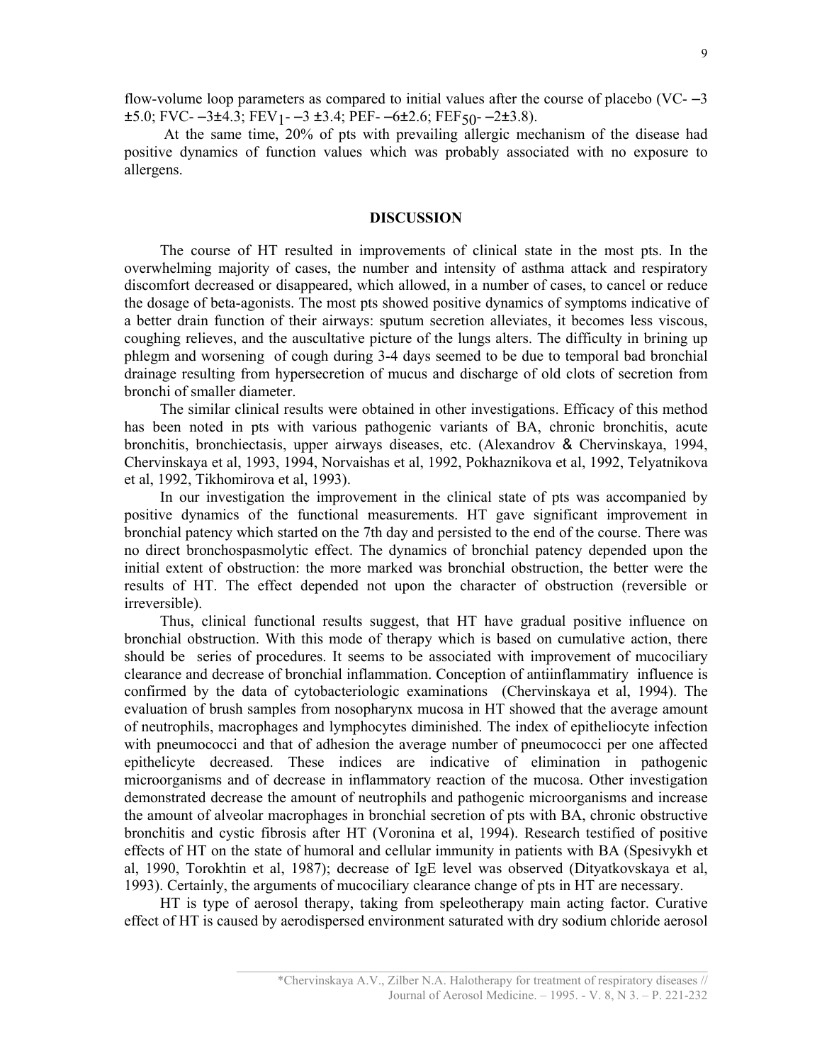flow-volume loop parameters as compared to initial values after the course of placebo (VC- $-3 \pm 5.0$; FVC- $-3 \pm 4.3$; $FEV_1$- $-3 \pm 3.4$; PEF- $-6 \pm 2.6$; $FEF_{50}$- $-2 \pm 3.8$).

At the same time, 20% of pts with prevailing allergic mechanism of the disease had positive dynamics of function values which was probably associated with no exposure to allergens.

## DISCUSSION

The course of HT resulted in improvements of clinical state in the most pts. In the overwhelming majority of cases, the number and intensity of asthma attack and respiratory discomfort decreased or disappeared, which allowed, in a number of cases, to cancel or reduce the dosage of beta-agonists. The most pts showed positive dynamics of symptoms indicative of a better drain function of their airways: sputum secretion alleviates, it becomes less viscous, coughing relieves, and the auscultative picture of the lungs alters. The difficulty in brining up phlegm and worsening of cough during 3-4 days seemed to be due to temporal bad bronchial drainage resulting from hypersecretion of mucus and discharge of old clots of secretion from bronchi of smaller diameter.

The similar clinical results were obtained in other investigations. Efficacy of this method has been noted in pts with various pathogenic variants of BA, chronic bronchitis, acute bronchitis, bronchiectasis, upper airways diseases, etc. (Alexandrov & Chervinskaya, 1994, Chervinskaya et al, 1993, 1994, Norvaishas et al, 1992, Pokhaznikova et al, 1992, Telyatnikova et al, 1992, Tikhomirova et al, 1993).

In our investigation the improvement in the clinical state of pts was accompanied by positive dynamics of the functional measurements. HT gave significant improvement in bronchial patency which started on the 7th day and persisted to the end of the course. There was no direct bronchospasmolytic effect. The dynamics of bronchial patency depended upon the initial extent of obstruction: the more marked was bronchial obstruction, the better were the results of HT. The effect depended not upon the character of obstruction (reversible or irreversible).

Thus, clinical functional results suggest, that HT have gradual positive influence on bronchial obstruction. With this mode of therapy which is based on cumulative action, there should be series of procedures. It seems to be associated with improvement of mucociliary clearance and decrease of bronchial inflammation. Conception of antiinflammatiry influence is confirmed by the data of cytobacteriologic examinations (Chervinskaya et al, 1994). The evaluation of brush samples from nosopharynx mucosa in HT showed that the average amount of neutrophils, macrophages and lymphocytes diminished. The index of epitheliocyte infection with pneumococci and that of adhesion the average number of pneumococci per one affected epithelicyte decreased. These indices are indicative of elimination in pathogenic microorganisms and of decrease in inflammatory reaction of the mucosa. Other investigation demonstrated decrease the amount of neutrophils and pathogenic microorganisms and increase the amount of alveolar macrophages in bronchial secretion of pts with BA, chronic obstructive bronchitis and cystic fibrosis after HT (Voronina et al, 1994). Research testified of positive effects of HT on the state of humoral and cellular immunity in patients with BA (Spesivykh et al, 1990, Torokhtin et al, 1987); decrease of IgE level was observed (Dityatkovskaya et al, 1993). Certainly, the arguments of mucociliary clearance change of pts in HT are necessary.

HT is type of aerosol therapy, taking from speleotherapy main acting factor. Curative effect of HT is caused by aerodispersed environment saturated with dry sodium chloride aerosol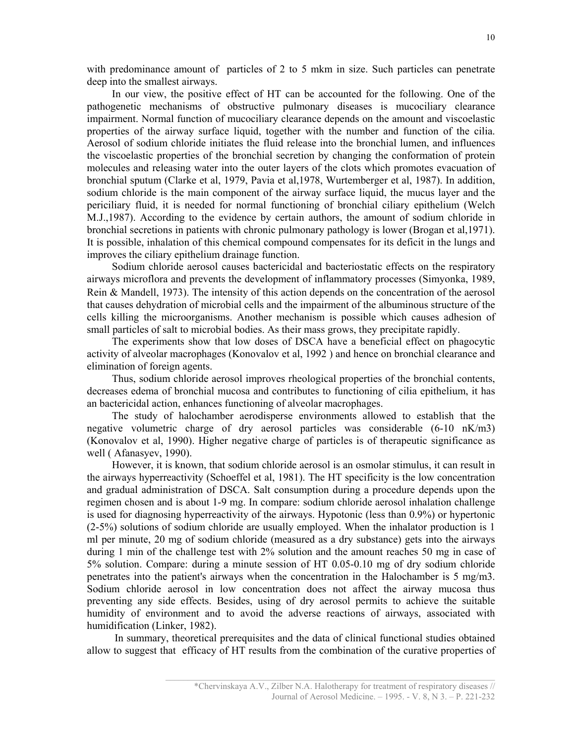with predominance amount of particles of 2 to 5 mkm in size. Such particles can penetrate deep into the smallest airways.

In our view, the positive effect of HT can be accounted for the following. One of the pathogenetic mechanisms of obstructive pulmonary diseases is mucociliary clearance impairment. Normal function of mucociliary clearance depends on the amount and viscoelastic properties of the airway surface liquid, together with the number and function of the cilia. Aerosol of sodium chloride initiates the fluid release into the bronchial lumen, and influences the viscoelastic properties of the bronchial secretion by changing the conformation of protein molecules and releasing water into the outer layers of the clots which promotes evacuation of bronchial sputum (Clarke et al, 1979, Pavia et al,1978, Wurtemberger et al, 1987). In addition, sodium chloride is the main component of the airway surface liquid, the mucus layer and the periciliary fluid, it is needed for normal functioning of bronchial ciliary epithelium (Welch M.J.,1987). According to the evidence by certain authors, the amount of sodium chloride in bronchial secretions in patients with chronic pulmonary pathology is lower (Brogan et al,1971). It is possible, inhalation of this chemical compound compensates for its deficit in the lungs and improves the ciliary epithelium drainage function.

Sodium chloride aerosol causes bactericidal and bacteriostatic effects on the respiratory airways microflora and prevents the development of inflammatory processes (Simyonka, 1989, Rein & Mandell, 1973). The intensity of this action depends on the concentration of the aerosol that causes dehydration of microbial cells and the impairment of the albuminous structure of the cells killing the microorganisms. Another mechanism is possible which causes adhesion of small particles of salt to microbial bodies. As their mass grows, they precipitate rapidly.

The experiments show that low doses of DSCA have a beneficial effect on phagocytic activity of alveolar macrophages (Konovalov et al, 1992 ) and hence on bronchial clearance and elimination of foreign agents.

Thus, sodium chloride aerosol improves rheological properties of the bronchial contents, decreases edema of bronchial mucosa and contributes to functioning of cilia epithelium, it has an bactericidal action, enhances functioning of alveolar macrophages.

The study of halochamber aerodisperse environments allowed to establish that the negative volumetric charge of dry aerosol particles was considerable (6-10 nK/m3) (Konovalov et al, 1990). Higher negative charge of particles is of therapeutic significance as well ( Afanasyev, 1990).

However, it is known, that sodium chloride aerosol is an osmolar stimulus, it can result in the airways hyperreactivity (Schoeffel et al, 1981). The HT specificity is the low concentration and gradual administration of DSCA. Salt consumption during a procedure depends upon the regimen chosen and is about 1-9 mg. In compare: sodium chloride aerosol inhalation challenge is used for diagnosing hyperreactivity of the airways. Hypotonic (less than 0.9%) or hypertonic (2-5%) solutions of sodium chloride are usually employed. When the inhalator production is 1 ml per minute, 20 mg of sodium chloride (measured as a dry substance) gets into the airways during 1 min of the challenge test with 2% solution and the amount reaches 50 mg in case of 5% solution. Compare: during a minute session of HT 0.05-0.10 mg of dry sodium chloride penetrates into the patient's airways when the concentration in the Halochamber is 5 mg/m3. Sodium chloride aerosol in low concentration does not affect the airway mucosa thus preventing any side effects. Besides, using of dry aerosol permits to achieve the suitable humidity of environment and to avoid the adverse reactions of airways, associated with humidification (Linker, 1982).

In summary, theoretical prerequisites and the data of clinical functional studies obtained allow to suggest that efficacy of HT results from the combination of the curative properties of

---

*Chervinskaya A.V., Zilber N.A. Halotherapy for treatment of respiratory diseases // Journal of Aerosol Medicine. – 1995. - V. 8, N 3. – P. 221-232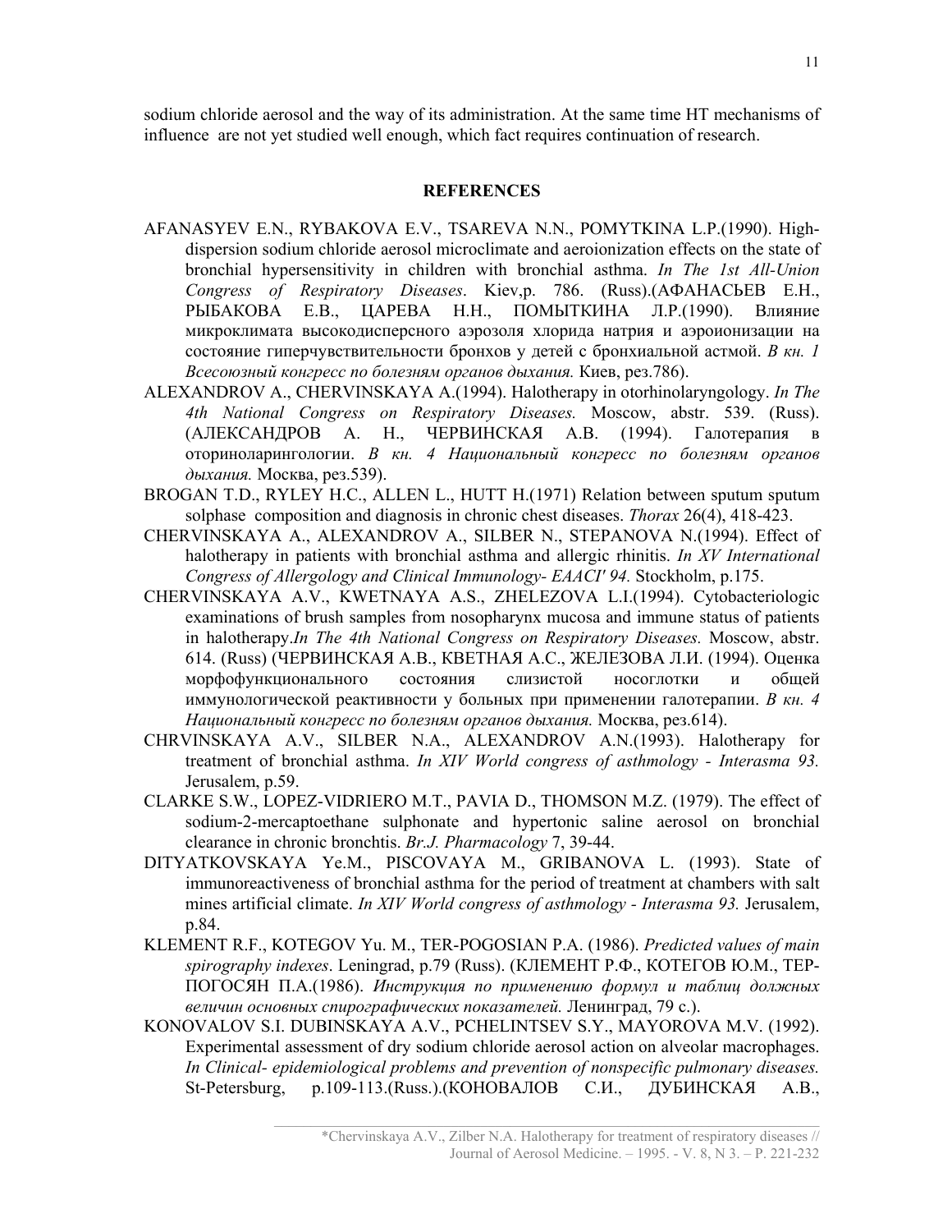sodium chloride aerosol and the way of its administration. At the same time HT mechanisms of influence are not yet studied well enough, which fact requires continuation of research.

## REFERENCES

AFANASYEV E.N., RYBAKOVA E.V., TSAREVA N.N., POMYTKINA L.P.(1990). High-dispersion sodium chloride aerosol microclimate and aeroionization effects on the state of bronchial hypersensitivity in children with bronchial asthma. *In The 1st All-Union Congress of Respiratory Diseases*. Kiev,p. 786. (Russ).(АФАНАСЬЕВ Е.Н., РЫБАКОВА Е.В., ЦАРЕВА Н.Н., ПОМЫТКИНА Л.Р.(1990). Влияние микроклимата высокодисперсного аэрозоля хлорида натрия и аэроионизации на состояние гиперчувствительности бронхов у детей с бронхиальной астмой. *В кн. 1 Всесоюзный конгресс по болезням органов дыхания.* Киев, рез.786).

ALEXANDROV A., CHERVINSKAYA A.(1994). Halotherapy in otorhinolaryngology. *In The 4th National Congress on Respiratory Diseases.* Moscow, abstr. 539. (Russ). (АЛЕКСАНДРОВ А. Н., ЧЕРВИНСКАЯ А.В. (1994). Галотерапия в оториноларингологии. *В кн. 4 Национальный конгресс по болезням органов дыхания.* Москва, рез.539).

BROGAN T.D., RYLEY H.C., ALLEN L., HUTT H.(1971) Relation between sputum sputum solphase composition and diagnosis in chronic chest diseases. *Thorax* 26(4), 418-423.

CHERVINSKAYA A., ALEXANDROV A., SILBER N., STEPANOVA N.(1994). Effect of halotherapy in patients with bronchial asthma and allergic rhinitis. *In XV International Congress of Allergology and Clinical Immunology- EAACI' 94.* Stockholm, p.175.

CHERVINSKAYA A.V., KWETNAYA A.S., ZHELEZOVA L.I.(1994). Cytobacteriologic examinations of brush samples from nosopharynx mucosa and immune status of patients in halotherapy.*In The 4th National Congress on Respiratory Diseases.* Moscow, abstr. 614. (Russ) (ЧЕРВИНСКАЯ А.В., КВЕТНАЯ А.С., ЖЕЛЕЗОВА Л.И. (1994). Оценка морфофункционального состояния слизистой носоглотки и общей иммунологической реактивности у больных при применении галотерапии. *В кн. 4 Национальный конгресс по болезням органов дыхания.* Москва, рез.614).

CHRVINSKAYA A.V., SILBER N.A., ALEXANDROV A.N.(1993). Halotherapy for treatment of bronchial asthma. *In XIV World congress of asthmology - Interasma 93.* Jerusalem, p.59.

CLARKE S.W., LOPEZ-VIDRIERO M.T., PAVIA D., THOMSON M.Z. (1979). The effect of sodium-2-mercaptoethane sulphonate and hypertonic saline aerosol on bronchial clearance in chronic bronchitis. *Br.J. Pharmacology* 7, 39-44.

DITYATKOVSKAYA Ye.M., PISCOVAYA M., GRIBANOVA L. (1993). State of immunoreactiveness of bronchial asthma for the period of treatment at chambers with salt mines artificial climate. *In XIV World congress of asthmology - Interasma 93.* Jerusalem, p.84.

KLEMENT R.F., KOTEGOV Yu. M., TER-POGOSIAN P.A. (1986). *Predicted values of main spirography indexes*. Leningrad, p.79 (Russ). (КЛЕМЕНТ Р.Ф., КОТЕГОВ Ю.М., ТЕР-ПОГОСЯН П.А.(1986). *Инструкция по применению формул и таблиц должных величин основных спирографических показателей.* Ленинград, 79 с.).

KONOVALOV S.I. DUBINSKAYA A.V., PCHELINTSEV S.Y., MAYOROVA M.V. (1992). Experimental assessment of dry sodium chloride aerosol action on alveolar macrophages. *In Clinical- epidemiological problems and prevention of nonspecific pulmonary diseases.* St-Petersburg, p.109-113.(Russ.).(КОНОВАЛОВ С.И., ДУБИНСКАЯ А.В.,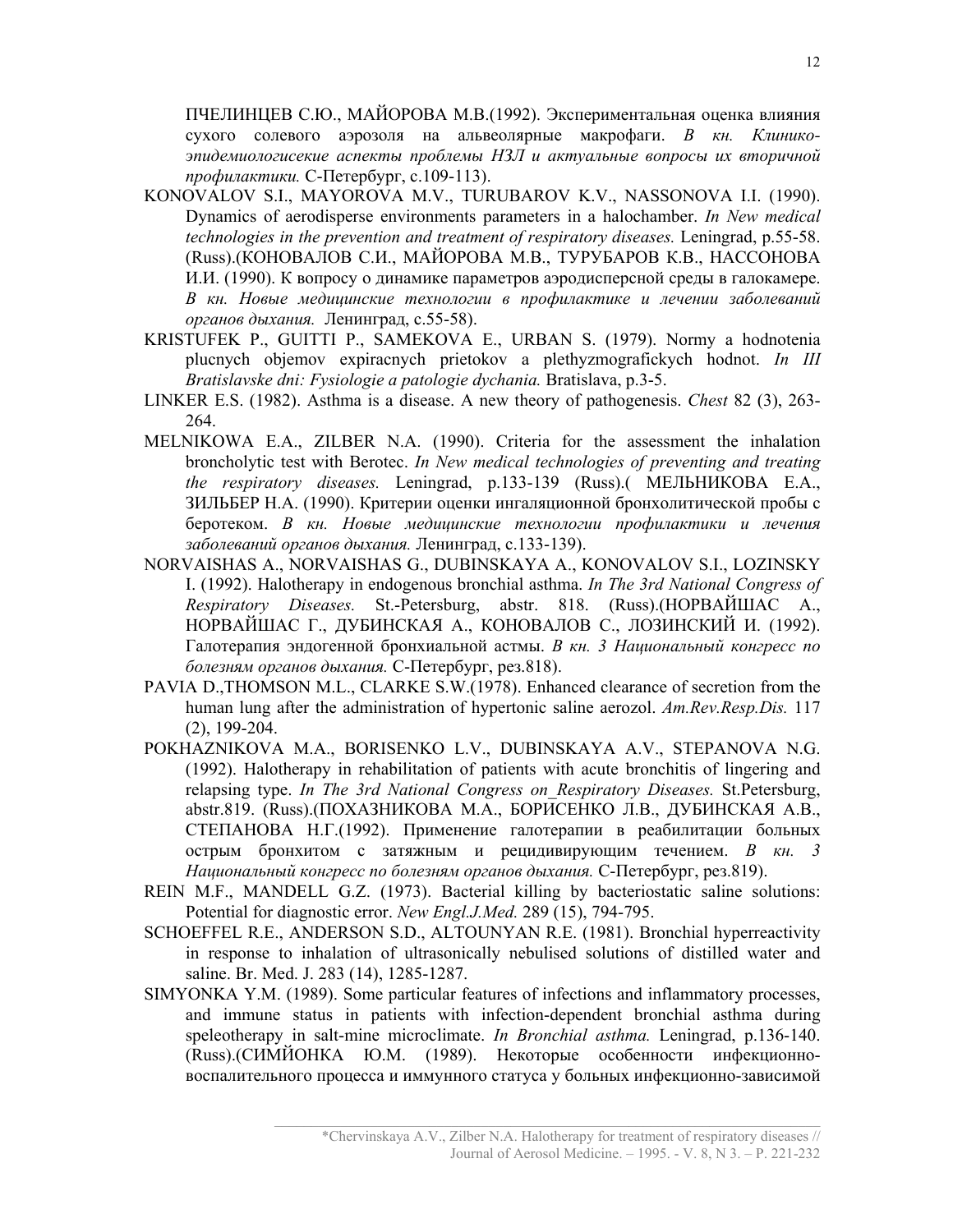ПЧЕЛИНЦЕВ С.Ю., МАЙОРОВА М.В.(1992). Экспериментальная оценка влияния сухого солевого аэрозоля на альвеолярные макрофаги. *В кн. Клинико-эпидемиологисекие аспекты проблемы НЗЛ и актуальные вопросы их вторичной профилактики.* С-Петербург, с.109-113).

KONOVALOV S.I., MAYOROVA M.V., TURUBAROV K.V., NASSONOVA I.I. (1990). Dynamics of aerodisperse environments parameters in a halochamber. *In New medical technologies in the prevention and treatment of respiratory diseases.* Leningrad, p.55-58. (Russ).(КОНОВАЛОВ С.И., МАЙОРОВА М.В., ТУРУБАРОВ К.В., НАССОНОВА И.И. (1990). К вопросу о динамике параметров аэродисперсной среды в галокамере. *В кн. Новые медицинские технологии в профилактике и лечении заболеваний органов дыхания.* Ленинград, с.55-58).

KRISTUFEK P., GUITTI P., SAMEKOVA E., URBAN S. (1979). Normy a hodnotenia plucnych objemov expiracnych prietokov a plethyzmografickych hodnot. *In III Bratislavske dni: Fysiologie a patologie dychania.* Bratislava, p.3-5.

LINKER E.S. (1982). Asthma is a disease. A new theory of pathogenesis. *Chest* 82 (3), 263-264.

MELNIKOWA E.A., ZILBER N.A. (1990). Criteria for the assessment the inhalation broncholytic test with Berotec. *In New medical technologies of preventing and treating the respiratory diseases.* Leningrad, p.133-139 (Russ).( МЕЛЬНИКОВА Е.А., ЗИЛЬБЕР Н.А. (1990). Критерии оценки ингаляционной бронхолитической пробы с беротеком. *В кн. Новые медицинские технологии профилактики и лечения заболеваний органов дыхания.* Ленинград, с.133-139).

NORVAISHAS A., NORVAISHAS G., DUBINSKAYA A., KONOVALOV S.I., LOZINSKY I. (1992). Halotherapy in endogenous bronchial asthma. *In The 3rd National Congress of Respiratory Diseases.* St.-Petersburg, abstr. 818. (Russ).(НОРВАЙШАС А., НОРВАЙШАС Г., ДУБИНСКАЯ А., КОНОВАЛОВ С., ЛОЗИНСКИЙ И. (1992). Галотерапия эндогенной бронхиальной астмы. *В кн. 3 Национальный конгресс по болезням органов дыхания.* С-Петербург, рез.818).

PAVIA D.,THOMSON M.L., CLARKE S.W.(1978). Enhanced clearance of secretion from the human lung after the administration of hypertonic saline aerozol. *Am.Rev.Resp.Dis.* 117 (2), 199-204.

POKHAZNIKOVA M.A., BORISENKO L.V., DUBINSKAYA A.V., STEPANOVA N.G. (1992). Halotherapy in rehabilitation of patients with acute bronchitis of lingering and relapsing type. *In The 3rd National Congress on Respiratory Diseases.* St.Petersburg, abstr.819. (Russ).(ПОХАЗНИКОВА М.А., БОРИСЕНКО Л.В., ДУБИНСКАЯ А.В., СТЕПАНОВА Н.Г.(1992). Применение галотерапии в реабилитации больных острым бронхитом с затяжным и рецидивирующим течением. *В кн. 3 Национальный конгресс по болезням органов дыхания.* С-Петербург, рез.819).

REIN M.F., MANDELL G.Z. (1973). Bacterial killing by bacteriostatic saline solutions: Potential for diagnostic error. *New Engl.J.Med.* 289 (15), 794-795.

SCHOEFFEL R.E., ANDERSON S.D., ALTOUNYAN R.E. (1981). Bronchial hyperreactivity in response to inhalation of ultrasonically nebulised solutions of distilled water and saline. Br. Med. J. 283 (14), 1285-1287.

SIMYONKA Y.M. (1989). Some particular features of infections and inflammatory processes, and immune status in patients with infection-dependent bronchial asthma during speleotherapy in salt-mine microclimate. *In Bronchial asthma.* Leningrad, p.136-140. (Russ).(СИМЙОНКА Ю.М. (1989). Некоторые особенности инфекционно-воспалительного процесса и иммунного статуса у больных инфекционно-зависимой

*Chervinskaya A.V., Zilber N.A. Halotherapy for treatment of respiratory diseases // Journal of Aerosol Medicine. – 1995. - V. 8, N 3. – P. 221-232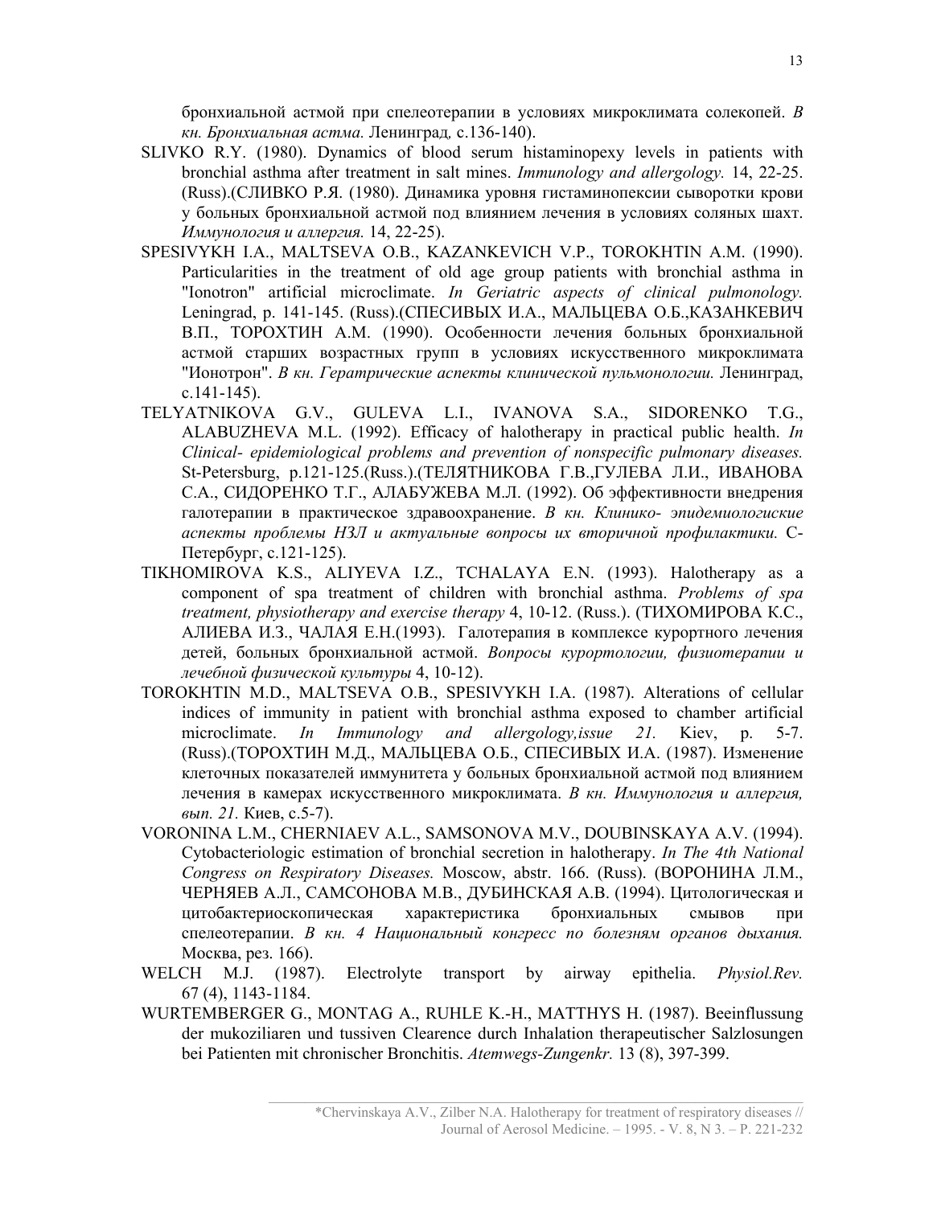бронхиальной астмой при спелеотерапии в условиях микроклимата солекопей. *В кн. Бронхиальная астма.* Ленинград, с.136-140).

SLIVKO R.Y. (1980). Dynamics of blood serum histaminopexy levels in patients with bronchial asthma after treatment in salt mines. *Immunology and allergology.* 14, 22-25. (Russ).(СЛИВКО Р.Я. (1980). Динамика уровня гистаминопексии сыворотки крови у больных бронхиальной астмой под влиянием лечения в условиях соляных шахт. *Иммунология и аллергия.* 14, 22-25).

SPESIVYKH I.A., MALTSEVA O.B., KAZANKEVICH V.P., TOROKHTIN A.M. (1990). Particularities in the treatment of old age group patients with bronchial asthma in "Ionotron" artificial microclimate. *In Geriatric aspects of clinical pulmonology.* Leningrad, p. 141-145. (Russ).(СПЕСИВЫХ И.А., МАЛЬЦЕВА О.Б.,КАЗАНКЕВИЧ В.П., ТОРОХТИН А.М. (1990). Особенности лечения больных бронхиальной астмой старших возрастных групп в условиях искусственного микроклимата "Ионотрон". *В кн. Гератрические аспекты клинической пульмонологии.* Ленинград, с.141-145).

TELYATNIKOVA G.V., GULEVA L.I., IVANOVA S.A., SIDORENKO T.G., ALABUZHEVA M.L. (1992). Efficacy of halotherapy in practical public health. *In Clinical- epidemiological problems and prevention of nonspecific pulmonary diseases.* St-Petersburg, p.121-125.(Russ.).(ТЕЛЯТНИКОВА Г.В.,ГУЛЕВА Л.И., ИВАНОВА С.А., СИДОРЕНКО Т.Г., АЛАБУЖЕВА М.Л. (1992). Об эффективности внедрения галотерапии в практическое здравоохранение. *В кн. Клинико- эпидемиологиские аспекты проблемы НЗЛ и актуальные вопросы их вторичной профилактики.* С-Петербург, с.121-125).

TIKHOMIROVA K.S., ALIYEVA I.Z., TCHALAYA E.N. (1993). Halotherapy as a component of spa treatment of children with bronchial asthma. *Problems of spa treatment, physiotherapy and exercise therapy* 4, 10-12. (Russ.). (ТИХОМИРОВА К.С., АЛИЕВА И.З., ЧАЛАЯ Е.Н.(1993). Галотерапия в комплексе курортного лечения детей, больных бронхиальной астмой. *Вопросы курортологии, физиотерапии и лечебной физической культуры* 4, 10-12).

TOROKHTIN M.D., MALTSEVA O.B., SPESIVYKH I.A. (1987). Alterations of cellular indices of immunity in patient with bronchial asthma exposed to chamber artificial microclimate. *In Immunology and allergology,issue 21.* Kiev, p. 5-7. (Russ).(ТОРОХТИН М.Д., МАЛЬЦЕВА О.Б., СПЕСИВЫХ И.А. (1987). Изменение клеточных показателей иммунитета у больных бронхиальной астмой под влиянием лечения в камерах искусственного микроклимата. *В кн. Иммунология и аллергия, вып. 21.* Киев, с.5-7).

VORONINA L.M., CHERNIAEV A.L., SAMSONOVA M.V., DOUBINSKAYA A.V. (1994). Cytobacteriologic estimation of bronchial secretion in halotherapy. *In The 4th National Congress on Respiratory Diseases.* Moscow, abstr. 166. (Russ). (ВОРОНИНА Л.М., ЧЕРНЯЕВ А.Л., САМСОНОВА М.В., ДУБИНСКАЯ А.В. (1994). Цитологическая и цитобактериоскопическая характеристика бронхиальных смывов при спелеотерапии. *В кн. 4 Национальный конгресс по болезням органов дыхания.* Москва, рез. 166).

WELCH M.J. (1987). Electrolyte transport by airway epithelia. *Physiol.Rev.* 67 (4), 1143-1184.

WURTEMBERGER G., MONTAG A., RUHLE K.-H., MATTHYS H. (1987). Beeinflussung der mukoziliaren und tussiven Clearence durch Inhalation therapeutischer Salzlosungen bei Patienten mit chronischer Bronchitis. *Atemwegs-Zungenkr.* 13 (8), 397-399.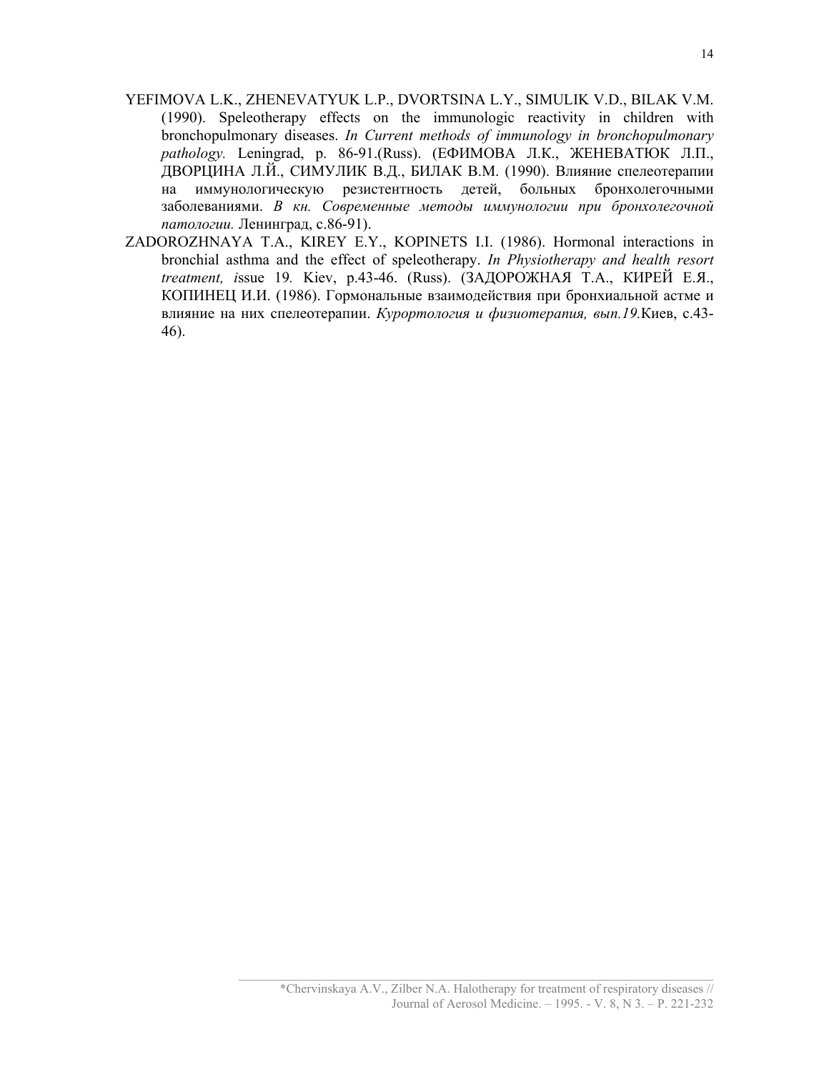YEFIMOVA L.K., ZHENEVATYUK L.P., DVORTSINA L.Y., SIMULIK V.D., BILAK V.M. (1990). Speleotherapy effects on the immunologic reactivity in children with bronchopulmonary diseases. *In Current methods of immunology in bronchopulmonary pathology.* Leningrad, p. 86-91.(Russ). (ЕФИМОВА Л.К., ЖЕНЕВАТЮК Л.П., ДВОРЦИНА Л.Й., СИМУЛИК В.Д., БИЛАК В.М. (1990). Влияние спелеотерапии на иммунологическую резистентность детей, больных бронхолегочными заболеваниями. *В кн. Современные методы иммунологии при бронхолегочной патологии.* Ленинград, с.86-91).

ZADOROZHNAYA T.A., KIREY E.Y., KOPINETS I.I. (1986). Hormonal interactions in bronchial asthma and the effect of speleotherapy. *In Physiotherapy and health resort treatment, i*ssue 19*.* Kiev, p.43-46. (Russ). (ЗАДОРОЖНАЯ Т.А., КИРЕЙ Е.Я., КОПИНЕЦ И.И. (1986). Гормональные взаимодействия при бронхиальной астме и влияние на них спелеотерапии. *Курортология и физиотерапия, вып.19.*Киев, с.43-46).